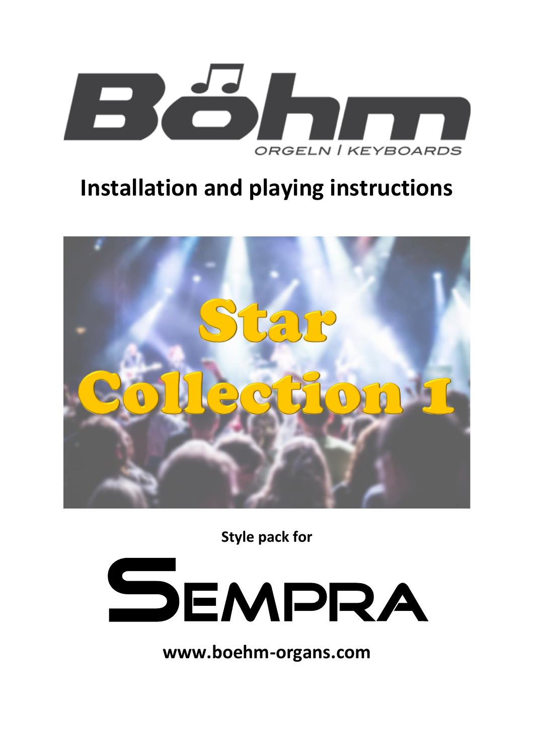Böhm

ORGELN | KEYBOARDS

# Installation and playing instructions

Star Collection 1

**Style pack for**

SEMPRA

**www.boehm-organs.com**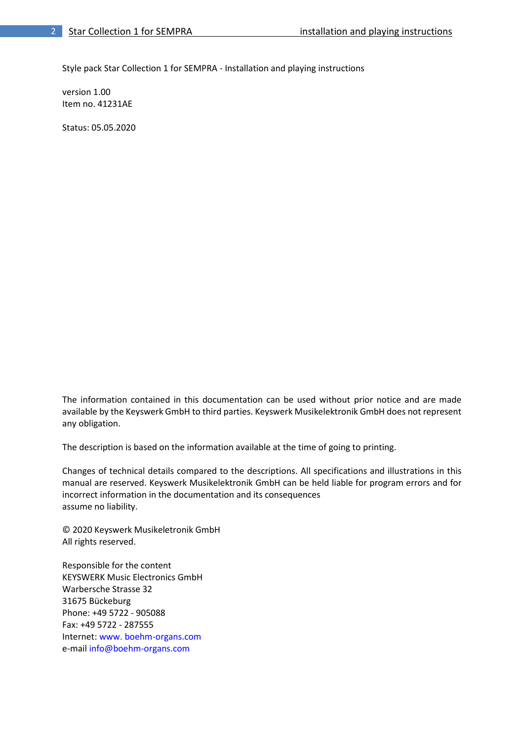Style pack Star Collection 1 for SEMPRA - Installation and playing instructions

version 1.00
Item no. 41231AE

Status: 05.05.2020

The information contained in this documentation can be used without prior notice and are made available by the Keyswerk GmbH to third parties. Keyswerk Musikelektronik GmbH does not represent any obligation.

The description is based on the information available at the time of going to printing.

Changes of technical details compared to the descriptions. All specifications and illustrations in this manual are reserved. Keyswerk Musikelektronik GmbH can be held liable for program errors and for incorrect information in the documentation and its consequences
assume no liability.

© 2020 Keyswerk Musikeletronik GmbH
All rights reserved.

Responsible for the content
KEYSWERK Music Electronics GmbH
Warbersche Strasse 32
31675 Bückeburg
Phone: +49 5722 - 905088
Fax: +49 5722 - 287555
Internet: www. boehm-organs.com
e-mail info@boehm-organs.com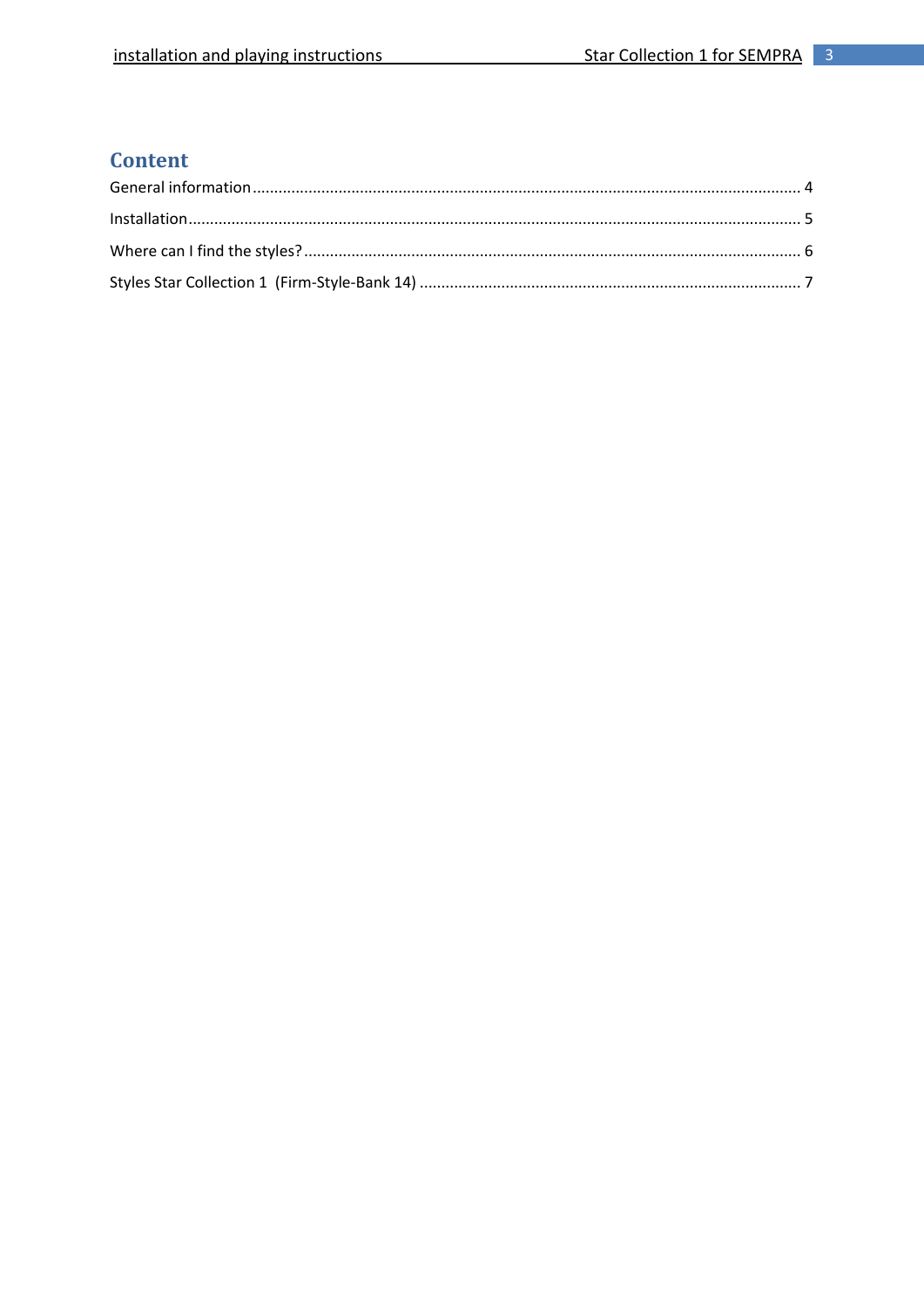# Content

General information ........................................................................................................................... 4

Installation .......................................................................................................................................... 5

Where can I find the styles? ................................................................................................................ 6

Styles Star Collection 1 (Firm-Style-Bank 14) ....................................................................................... 7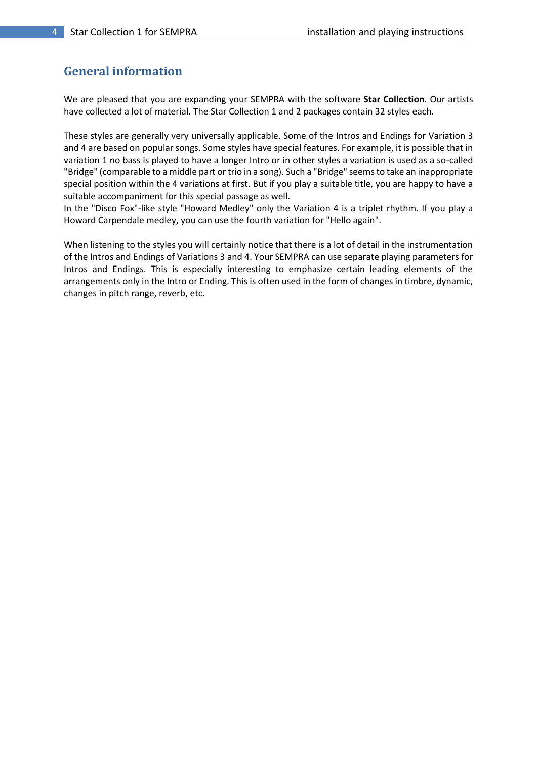## General information

We are pleased that you are expanding your SEMPRA with the software **Star Collection**. Our artists have collected a lot of material. The Star Collection 1 and 2 packages contain 32 styles each.

These styles are generally very universally applicable. Some of the Intros and Endings for Variation 3 and 4 are based on popular songs. Some styles have special features. For example, it is possible that in variation 1 no bass is played to have a longer Intro or in other styles a variation is used as a so-called "Bridge" (comparable to a middle part or trio in a song). Such a "Bridge" seems to take an inappropriate special position within the 4 variations at first. But if you play a suitable title, you are happy to have a suitable accompaniment for this special passage as well.
In the "Disco Fox"-like style "Howard Medley" only the Variation 4 is a triplet rhythm. If you play a Howard Carpendale medley, you can use the fourth variation for "Hello again".

When listening to the styles you will certainly notice that there is a lot of detail in the instrumentation of the Intros and Endings of Variations 3 and 4. Your SEMPRA can use separate playing parameters for Intros and Endings. This is especially interesting to emphasize certain leading elements of the arrangements only in the Intro or Ending. This is often used in the form of changes in timbre, dynamic, changes in pitch range, reverb, etc.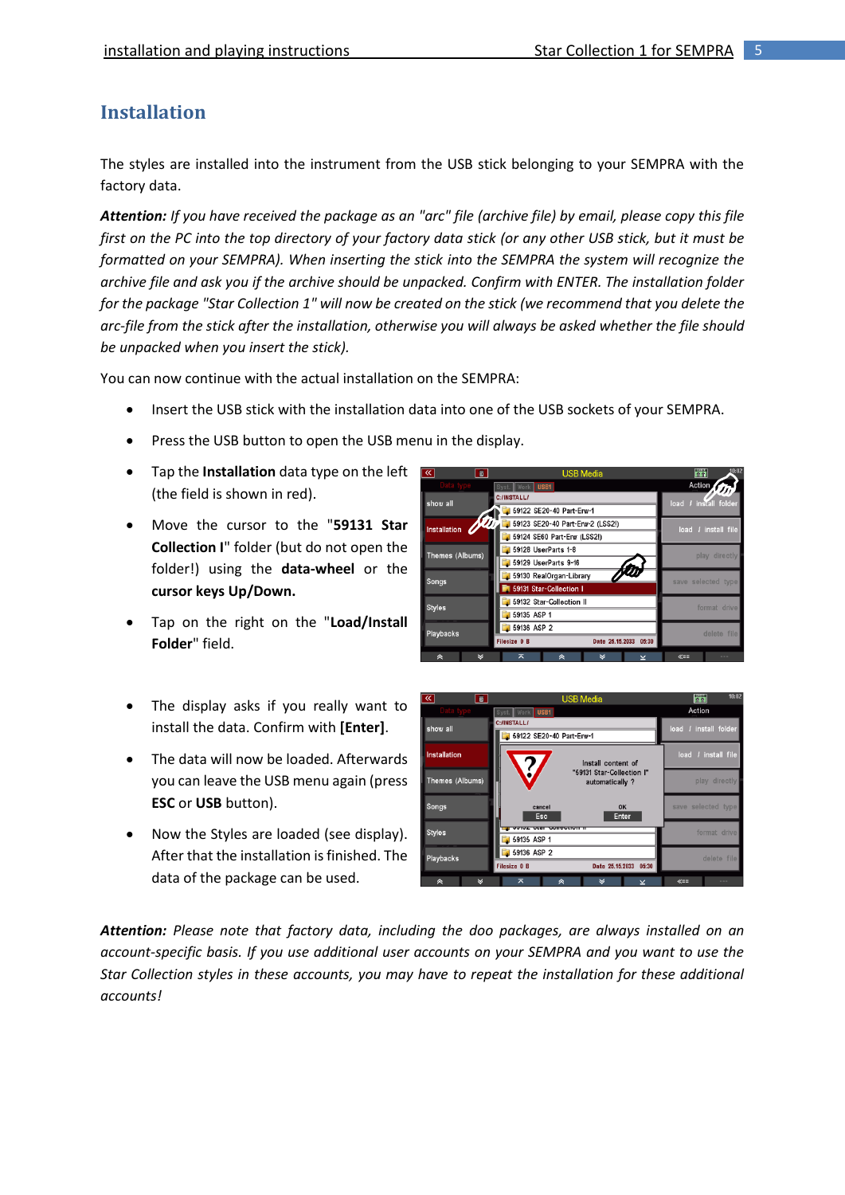# Installation

The styles are installed into the instrument from the USB stick belonging to your SEMPRA with the factory data.

***Attention:*** *If you have received the package as an "arc" file (archive file) by email, please copy this file first on the PC into the top directory of your factory data stick (or any other USB stick, but it must be formatted on your SEMPRA). When inserting the stick into the SEMPRA the system will recognize the archive file and ask you if the archive should be unpacked. Confirm with ENTER. The installation folder for the package "Star Collection 1" will now be created on the stick (we recommend that you delete the arc-file from the stick after the installation, otherwise you will always be asked whether the file should be unpacked when you insert the stick).*

You can now continue with the actual installation on the SEMPRA:

- Insert the USB stick with the installation data into one of the USB sockets of your SEMPRA.
- Press the USB button to open the USB menu in the display.
- Tap the **Installation** data type on the left (the field is shown in red).
- Move the cursor to the "**59131 Star Collection I**" folder (but do not open the folder!) using the **data-wheel** or the **cursor keys Up/Down.**
- Tap on the right on the "**Load/Install Folder**" field.
- The display asks if you really want to install the data. Confirm with **[Enter]**.
- The data will now be loaded. Afterwards you can leave the USB menu again (press **ESC** or **USB** button).
- Now the Styles are loaded (see display). After that the installation is finished. The data of the package can be used.

***Attention:*** *Please note that factory data, including the doo packages, are always installed on an account-specific basis. If you use additional user accounts on your SEMPRA and you want to use the Star Collection styles in these accounts, you may have to repeat the installation for these additional accounts!*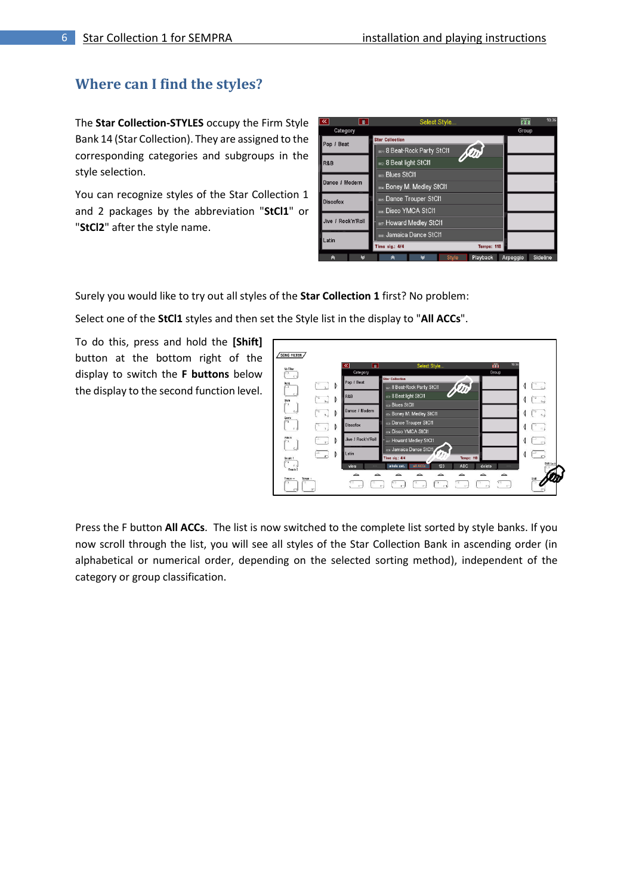## Where can I find the styles?

The **Star Collection-STYLES** occupy the Firm Style Bank 14 (Star Collection). They are assigned to the corresponding categories and subgroups in the style selection.

You can recognize styles of the Star Collection 1 and 2 packages by the abbreviation "**StCl1**" or "**StCl2**" after the style name.

Surely you would like to try out all styles of the **Star Collection 1** first? No problem:

Select one of the **StCl1** styles and then set the Style list in the display to "**All ACCs**".

To do this, press and hold the **[Shift]** button at the bottom right of the display to switch the **F buttons** below the display to the second function level.

Press the F button **All ACCs**. The list is now switched to the complete list sorted by style banks. If you now scroll through the list, you will see all styles of the Star Collection Bank in ascending order (in alphabetical or numerical order, depending on the selected sorting method), independent of the category or group classification.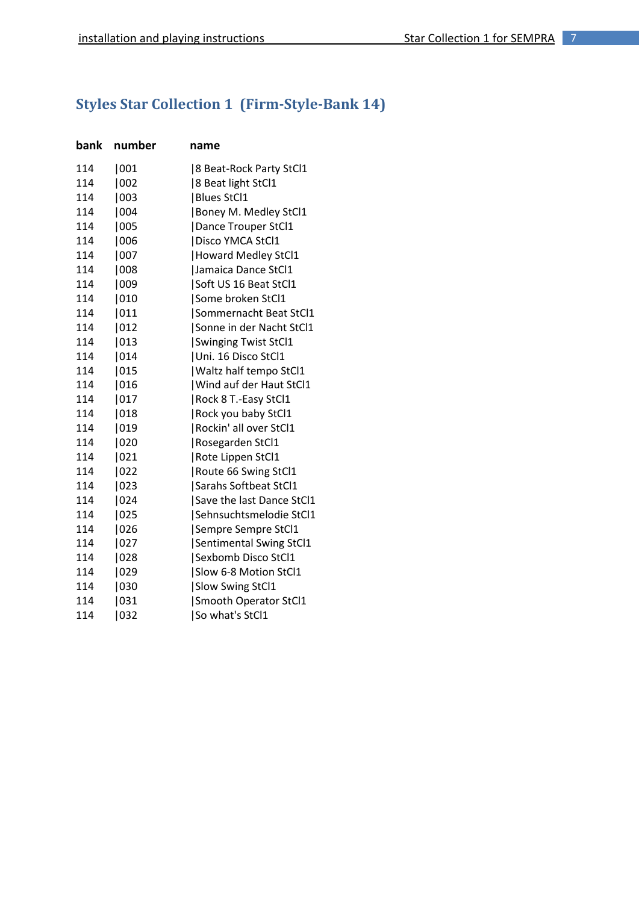## Styles Star Collection 1 (Firm-Style-Bank 14)

| bank | number | name |
|---|---|---|
| 114 | 001 | 8 Beat-Rock Party StCl1 |
| 114 | 002 | 8 Beat light StCl1 |
| 114 | 003 | Blues StCl1 |
| 114 | 004 | Boney M. Medley StCl1 |
| 114 | 005 | Dance Trouper StCl1 |
| 114 | 006 | Disco YMCA StCl1 |
| 114 | 007 | Howard Medley StCl1 |
| 114 | 008 | Jamaica Dance StCl1 |
| 114 | 009 | Soft US 16 Beat StCl1 |
| 114 | 010 | Some broken StCl1 |
| 114 | 011 | Sommernacht Beat StCl1 |
| 114 | 012 | Sonne in der Nacht StCl1 |
| 114 | 013 | Swinging Twist StCl1 |
| 114 | 014 | Uni. 16 Disco StCl1 |
| 114 | 015 | Waltz half tempo StCl1 |
| 114 | 016 | Wind auf der Haut StCl1 |
| 114 | 017 | Rock 8 T.-Easy StCl1 |
| 114 | 018 | Rock you baby StCl1 |
| 114 | 019 | Rockin' all over StCl1 |
| 114 | 020 | Rosegarden StCl1 |
| 114 | 021 | Rote Lippen StCl1 |
| 114 | 022 | Route 66 Swing StCl1 |
| 114 | 023 | Sarahs Softbeat StCl1 |
| 114 | 024 | Save the last Dance StCl1 |
| 114 | 025 | Sehnsuchtsmelodie StCl1 |
| 114 | 026 | Sempre Sempre StCl1 |
| 114 | 027 | Sentimental Swing StCl1 |
| 114 | 028 | Sexbomb Disco StCl1 |
| 114 | 029 | Slow 6-8 Motion StCl1 |
| 114 | 030 | Slow Swing StCl1 |
| 114 | 031 | Smooth Operator StCl1 |
| 114 | 032 | So what's StCl1 |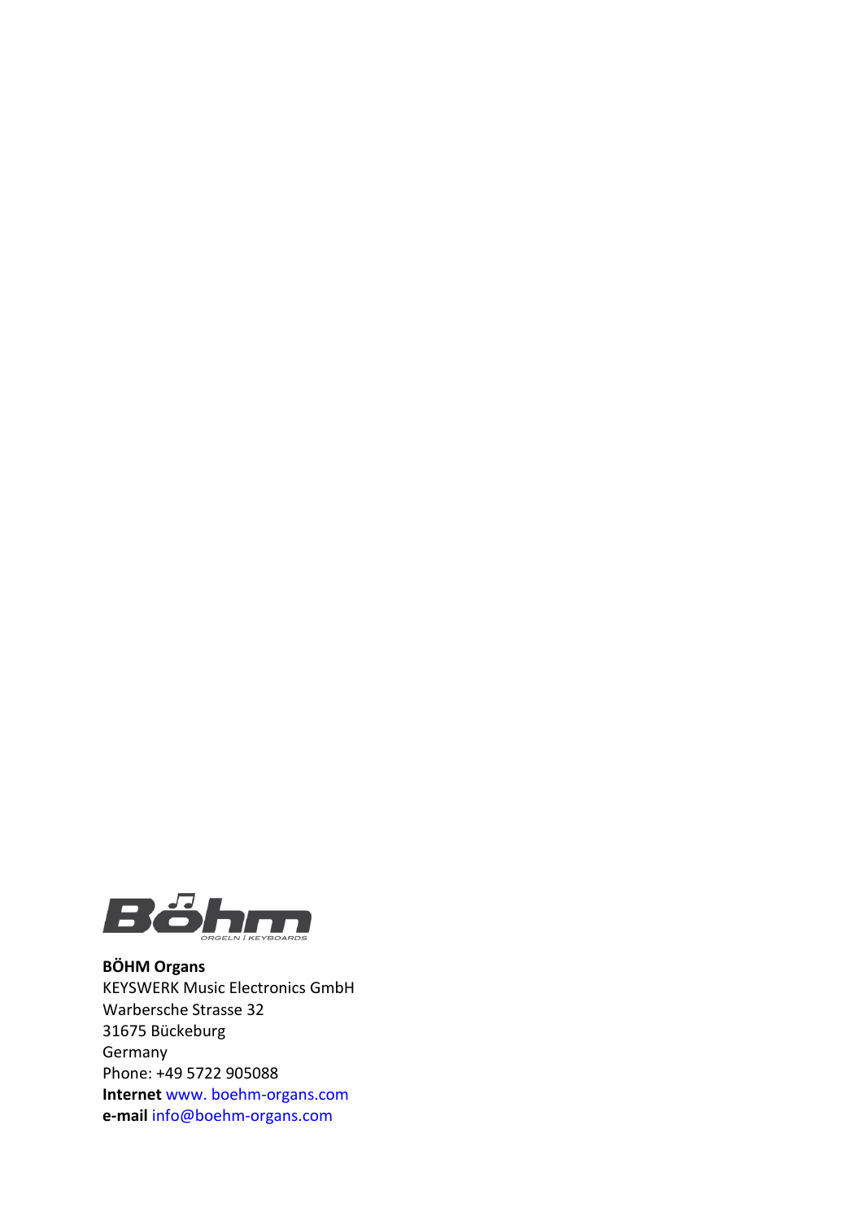**BÖHM Organs**
KEYSWERK Music Electronics GmbH
Warbersche Strasse 32
31675 Bückeburg
Germany
Phone: +49 5722 905088
**Internet** www. boehm-organs.com
**e-mail** info@boehm-organs.com